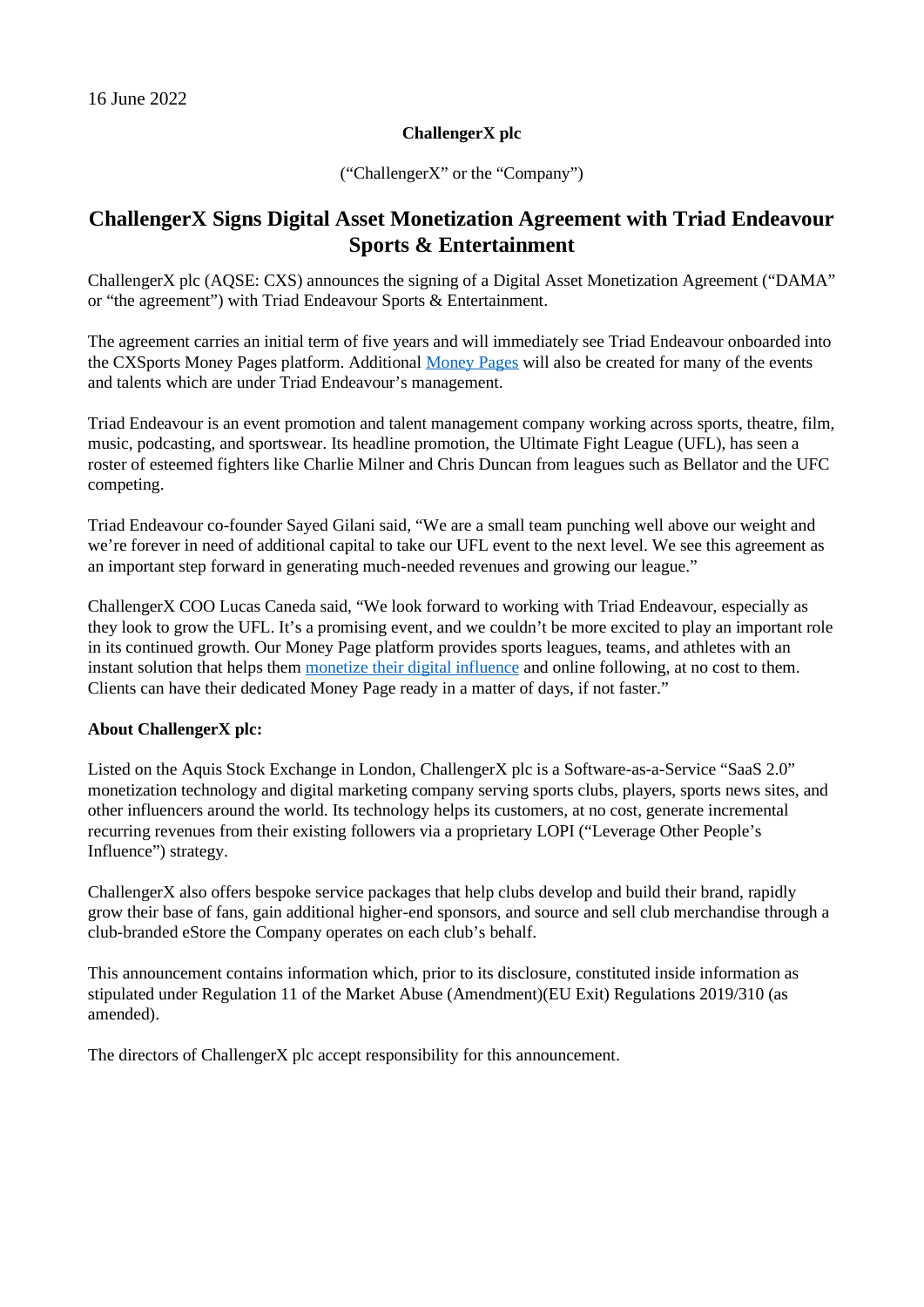16 June 2022

**ChallengerX plc**

("ChallengerX" or the "Company")

# ChallengerX Signs Digital Asset Monetization Agreement with Triad Endeavour Sports & Entertainment

ChallengerX plc (AQSE: CXS) announces the signing of a Digital Asset Monetization Agreement ("DAMA" or "the agreement") with Triad Endeavour Sports & Entertainment.

The agreement carries an initial term of five years and will immediately see Triad Endeavour onboarded into the CXSports Money Pages platform. Additional Money Pages will also be created for many of the events and talents which are under Triad Endeavour's management.

Triad Endeavour is an event promotion and talent management company working across sports, theatre, film, music, podcasting, and sportswear. Its headline promotion, the Ultimate Fight League (UFL), has seen a roster of esteemed fighters like Charlie Milner and Chris Duncan from leagues such as Bellator and the UFC competing.

Triad Endeavour co-founder Sayed Gilani said, "We are a small team punching well above our weight and we're forever in need of additional capital to take our UFL event to the next level. We see this agreement as an important step forward in generating much-needed revenues and growing our league."

ChallengerX COO Lucas Caneda said, "We look forward to working with Triad Endeavour, especially as they look to grow the UFL. It's a promising event, and we couldn't be more excited to play an important role in its continued growth. Our Money Page platform provides sports leagues, teams, and athletes with an instant solution that helps them monetize their digital influence and online following, at no cost to them. Clients can have their dedicated Money Page ready in a matter of days, if not faster."

**About ChallengerX plc:**

Listed on the Aquis Stock Exchange in London, ChallengerX plc is a Software-as-a-Service "SaaS 2.0" monetization technology and digital marketing company serving sports clubs, players, sports news sites, and other influencers around the world. Its technology helps its customers, at no cost, generate incremental recurring revenues from their existing followers via a proprietary LOPI ("Leverage Other People's Influence") strategy.

ChallengerX also offers bespoke service packages that help clubs develop and build their brand, rapidly grow their base of fans, gain additional higher-end sponsors, and source and sell club merchandise through a club-branded eStore the Company operates on each club's behalf.

This announcement contains information which, prior to its disclosure, constituted inside information as stipulated under Regulation 11 of the Market Abuse (Amendment)(EU Exit) Regulations 2019/310 (as amended).

The directors of ChallengerX plc accept responsibility for this announcement.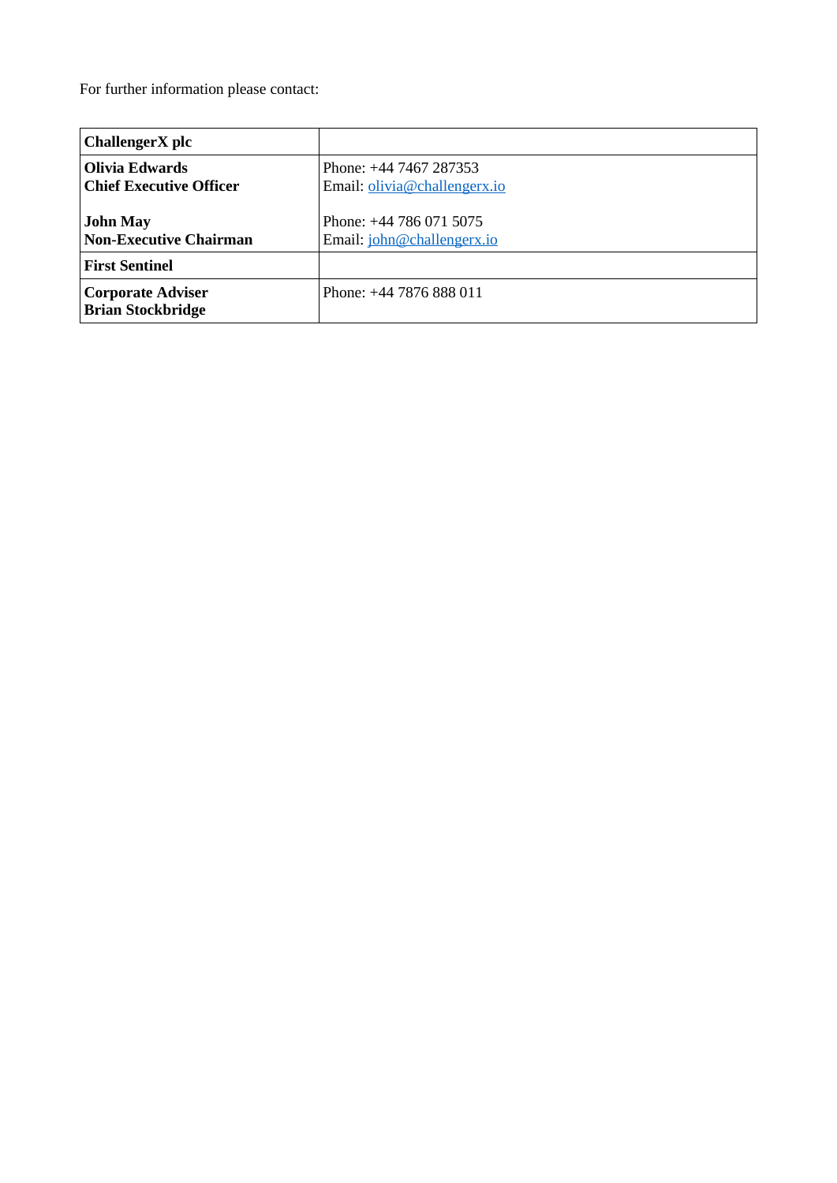For further information please contact:

| | |
|---|---|
| **ChallengerX plc** | |
| **Olivia Edwards**<br>**Chief Executive Officer**<br><br>**John May**<br>**Non-Executive Chairman** | Phone: +44 7467 287353<br>Email: olivia@challengerx.io<br><br>Phone: +44 786 071 5075<br>Email: john@challengerx.io |
| **First Sentinel** | |
| **Corporate Adviser**<br>**Brian Stockbridge** | Phone: +44 7876 888 011 |